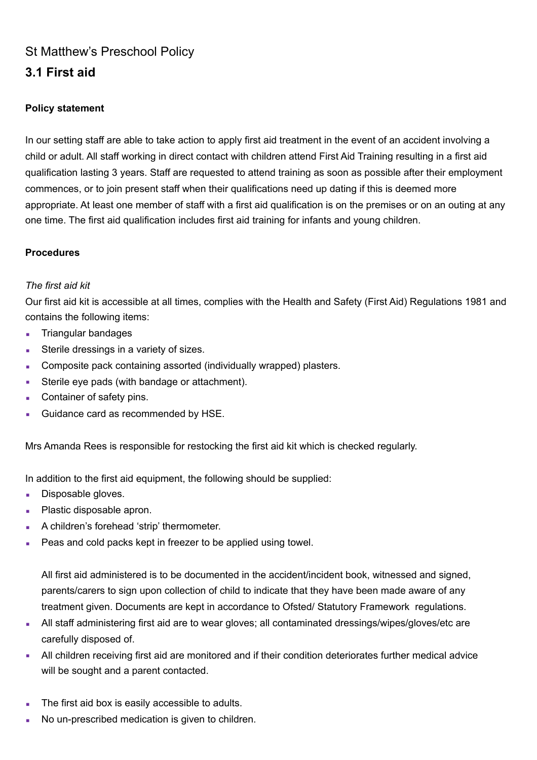St Matthew's Preschool Policy

## 3.1 First aid

**Policy statement**

In our setting staff are able to take action to apply first aid treatment in the event of an accident involving a child or adult. All staff working in direct contact with children attend First Aid Training resulting in a first aid qualification lasting 3 years. Staff are requested to attend training as soon as possible after their employment commences, or to join present staff when their qualifications need up dating if this is deemed more appropriate. At least one member of staff with a first aid qualification is on the premises or on an outing at any one time. The first aid qualification includes first aid training for infants and young children.

**Procedures**

*The first aid kit*

Our first aid kit is accessible at all times, complies with the Health and Safety (First Aid) Regulations 1981 and contains the following items:

- Triangular bandages
- Sterile dressings in a variety of sizes.
- Composite pack containing assorted (individually wrapped) plasters.
- Sterile eye pads (with bandage or attachment).
- Container of safety pins.
- Guidance card as recommended by HSE.

Mrs Amanda Rees is responsible for restocking the first aid kit which is checked regularly.

In addition to the first aid equipment, the following should be supplied:

- Disposable gloves.
- Plastic disposable apron.
- A children's forehead 'strip' thermometer.
- Peas and cold packs kept in freezer to be applied using towel.

  All first aid administered is to be documented in the accident/incident book, witnessed and signed, parents/carers to sign upon collection of child to indicate that they have been made aware of any treatment given. Documents are kept in accordance to Ofsted/ Statutory Framework regulations.
- All staff administering first aid are to wear gloves; all contaminated dressings/wipes/gloves/etc are carefully disposed of.
- All children receiving first aid are monitored and if their condition deteriorates further medical advice will be sought and a parent contacted.

- The first aid box is easily accessible to adults.
- No un-prescribed medication is given to children.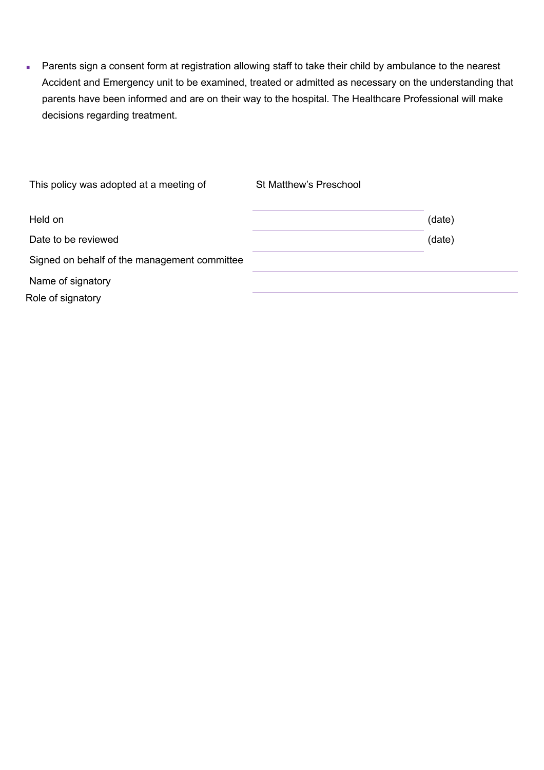- Parents sign a consent form at registration allowing staff to take their child by ambulance to the nearest Accident and Emergency unit to be examined, treated or admitted as necessary on the understanding that parents have been informed and are on their way to the hospital. The Healthcare Professional will make decisions regarding treatment.

| | | |
|---|---|---|
| This policy was adopted at a meeting of | St Matthew's Preschool | |
| Held on | | (date) |
| Date to be reviewed | | (date) |
| Signed on behalf of the management committee | | |
| Name of signatory | | |
| Role of signatory | | |